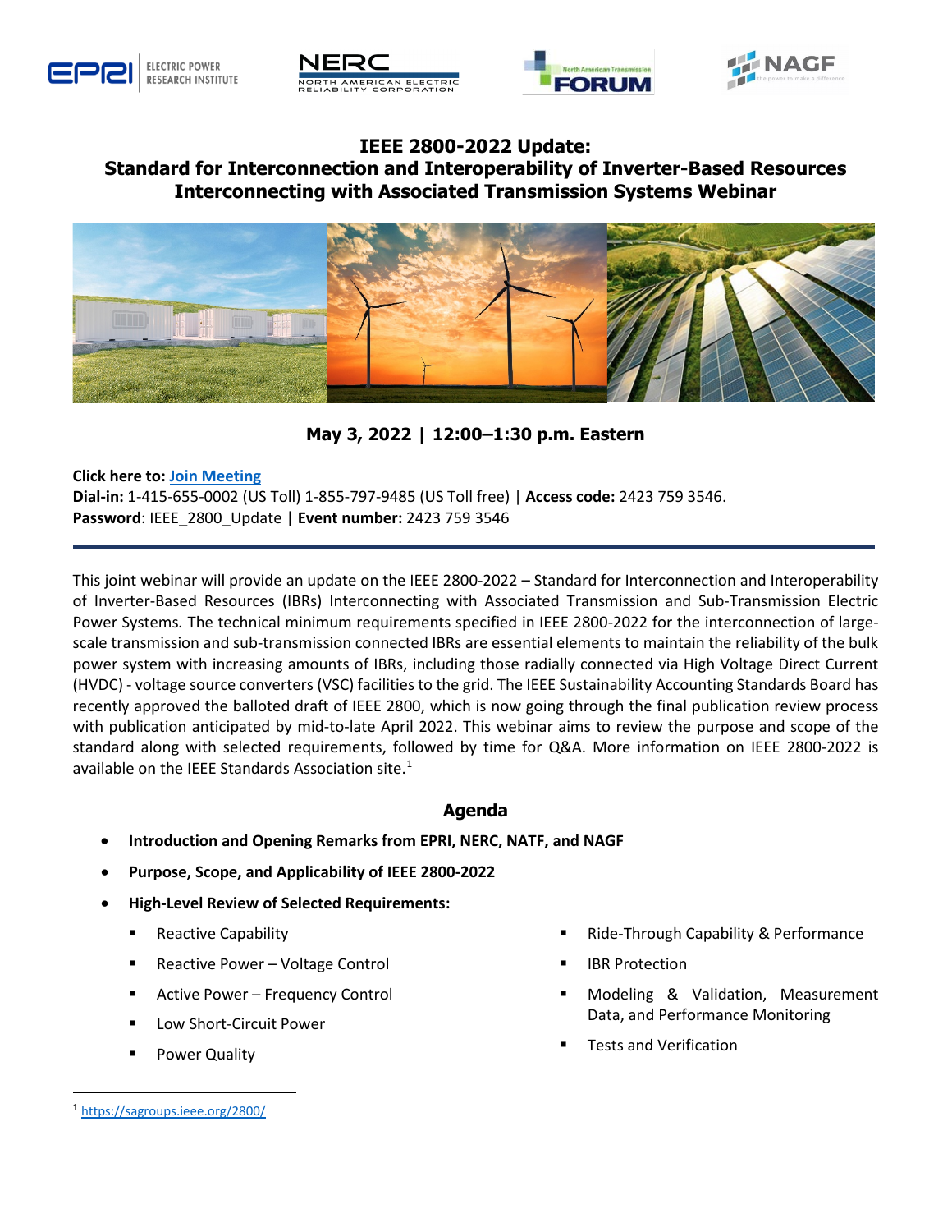# IEEE 2800-2022 Update: Standard for Interconnection and Interoperability of Inverter-Based Resources Interconnecting with Associated Transmission Systems Webinar

**May 3, 2022 | 12:00–1:30 p.m. Eastern**

**Click here to: Join Meeting**
**Dial-in:** 1-415-655-0002 (US Toll) 1-855-797-9485 (US Toll free) | **Access code:** 2423 759 3546.
**Password**: IEEE_2800_Update | **Event number:** 2423 759 3546

---

This joint webinar will provide an update on the IEEE 2800-2022 – Standard for Interconnection and Interoperability of Inverter-Based Resources (IBRs) Interconnecting with Associated Transmission and Sub-Transmission Electric Power Systems. The technical minimum requirements specified in IEEE 2800-2022 for the interconnection of large-scale transmission and sub-transmission connected IBRs are essential elements to maintain the reliability of the bulk power system with increasing amounts of IBRs, including those radially connected via High Voltage Direct Current (HVDC) - voltage source converters (VSC) facilities to the grid. The IEEE Sustainability Accounting Standards Board has recently approved the balloted draft of IEEE 2800, which is now going through the final publication review process with publication anticipated by mid-to-late April 2022. This webinar aims to review the purpose and scope of the standard along with selected requirements, followed by time for Q&A. More information on IEEE 2800-2022 is available on the IEEE Standards Association site.[1]

## Agenda

- **Introduction and Opening Remarks from EPRI, NERC, NATF, and NAGF**
- **Purpose, Scope, and Applicability of IEEE 2800-2022**
- **High-Level Review of Selected Requirements:**
  - Reactive Capability
  - Reactive Power – Voltage Control
  - Active Power – Frequency Control
  - Low Short-Circuit Power
  - Power Quality
  - Ride-Through Capability & Performance
  - IBR Protection
  - Modeling & Validation, Measurement Data, and Performance Monitoring
  - Tests and Verification

[1] https://sagroups.ieee.org/2800/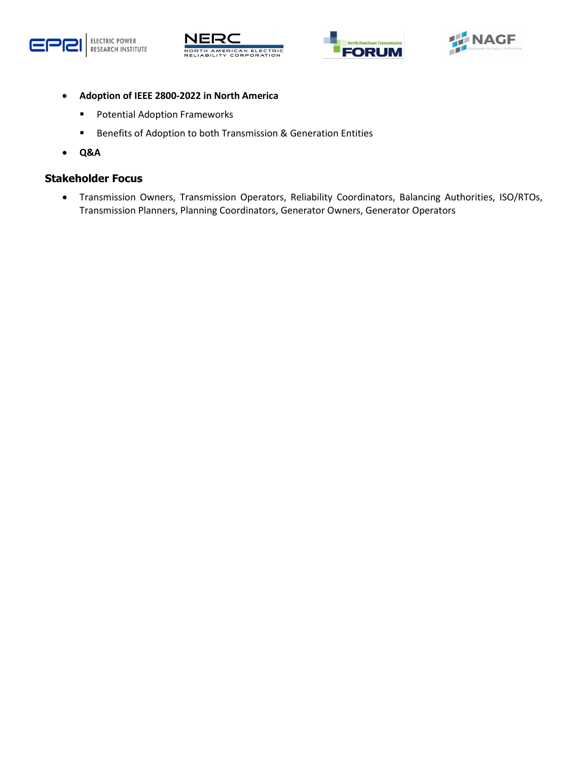- **Adoption of IEEE 2800-2022 in North America**
  - Potential Adoption Frameworks
  - Benefits of Adoption to both Transmission & Generation Entities
- **Q&A**

## Stakeholder Focus

- Transmission Owners, Transmission Operators, Reliability Coordinators, Balancing Authorities, ISO/RTOs, Transmission Planners, Planning Coordinators, Generator Owners, Generator Operators